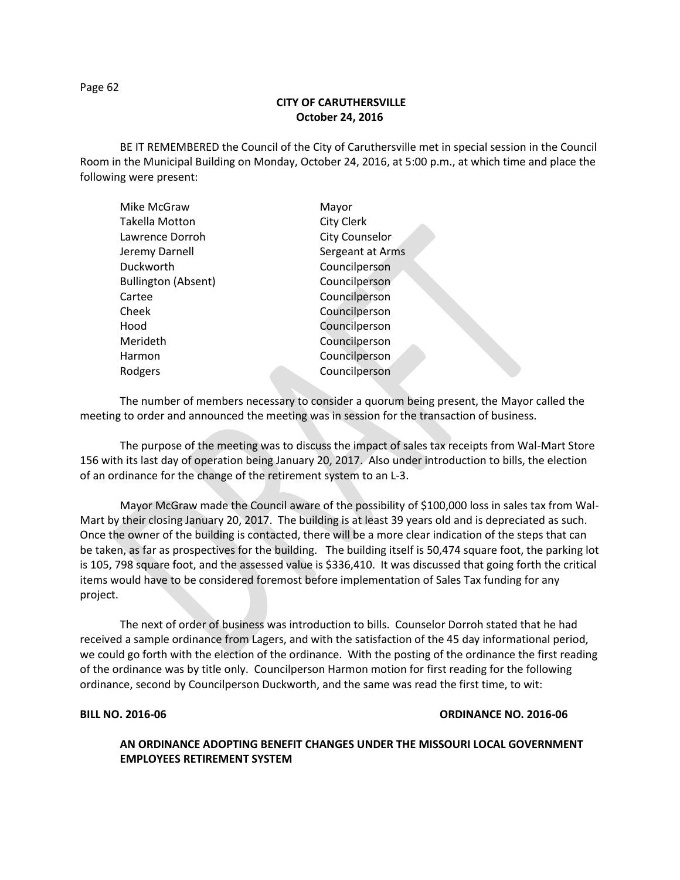**CITY OF CARUTHERSVILLE**
**October 24, 2016**

BE IT REMEMBERED the Council of the City of Caruthersville met in special session in the Council Room in the Municipal Building on Monday, October 24, 2016, at 5:00 p.m., at which time and place the following were present:

| | |
|---|---|
| Mike McGraw | Mayor |
| Takella Motton | City Clerk |
| Lawrence Dorroh | City Counselor |
| Jeremy Darnell | Sergeant at Arms |
| Duckworth | Councilperson |
| Bullington (Absent) | Councilperson |
| Cartee | Councilperson |
| Cheek | Councilperson |
| Hood | Councilperson |
| Merideth | Councilperson |
| Harmon | Councilperson |
| Rodgers | Councilperson |

The number of members necessary to consider a quorum being present, the Mayor called the meeting to order and announced the meeting was in session for the transaction of business.

The purpose of the meeting was to discuss the impact of sales tax receipts from Wal-Mart Store 156 with its last day of operation being January 20, 2017. Also under introduction to bills, the election of an ordinance for the change of the retirement system to an L-3.

Mayor McGraw made the Council aware of the possibility of $100,000 loss in sales tax from Wal-Mart by their closing January 20, 2017. The building is at least 39 years old and is depreciated as such. Once the owner of the building is contacted, there will be a more clear indication of the steps that can be taken, as far as prospectives for the building. The building itself is 50,474 square foot, the parking lot is 105, 798 square foot, and the assessed value is $336,410. It was discussed that going forth the critical items would have to be considered foremost before implementation of Sales Tax funding for any project.

The next of order of business was introduction to bills. Counselor Dorroh stated that he had received a sample ordinance from Lagers, and with the satisfaction of the 45 day informational period, we could go forth with the election of the ordinance. With the posting of the ordinance the first reading of the ordinance was by title only. Councilperson Harmon motion for first reading for the following ordinance, second by Councilperson Duckworth, and the same was read the first time, to wit:

**BILL NO. 2016-06** **ORDINANCE NO. 2016-06**

**AN ORDINANCE ADOPTING BENEFIT CHANGES UNDER THE MISSOURI LOCAL GOVERNMENT EMPLOYEES RETIREMENT SYSTEM**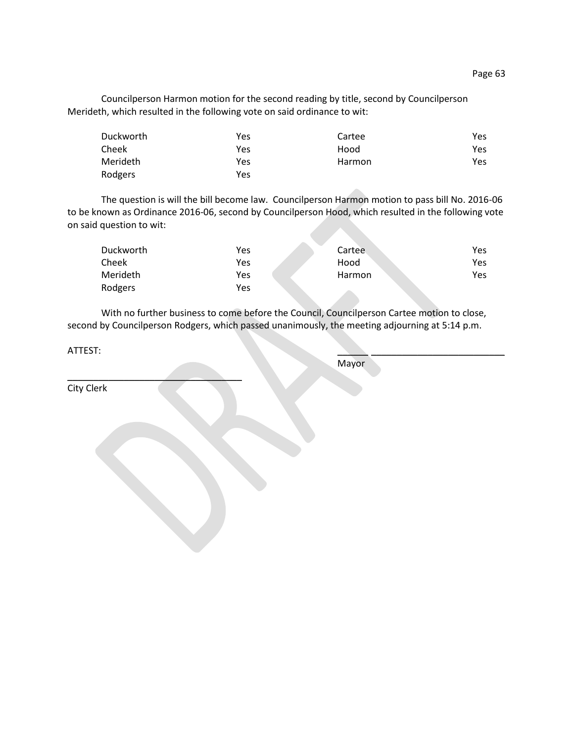Councilperson Harmon motion for the second reading by title, second by Councilperson Merideth, which resulted in the following vote on said ordinance to wit:

| | | | |
|---|---|---|---|
| Duckworth | Yes | Cartee | Yes |
| Cheek | Yes | Hood | Yes |
| Merideth | Yes | Harmon | Yes |
| Rodgers | Yes | | |

The question is will the bill become law. Councilperson Harmon motion to pass bill No. 2016-06 to be known as Ordinance 2016-06, second by Councilperson Hood, which resulted in the following vote on said question to wit:

| | | | |
|---|---|---|---|
| Duckworth | Yes | Cartee | Yes |
| Cheek | Yes | Hood | Yes |
| Merideth | Yes | Harmon | Yes |
| Rodgers | Yes | | |

With no further business to come before the Council, Councilperson Cartee motion to close, second by Councilperson Rodgers, which passed unanimously, the meeting adjourning at 5:14 p.m.

ATTEST:

______ __________________________
Mayor

_________________________________
City Clerk

DRAFT